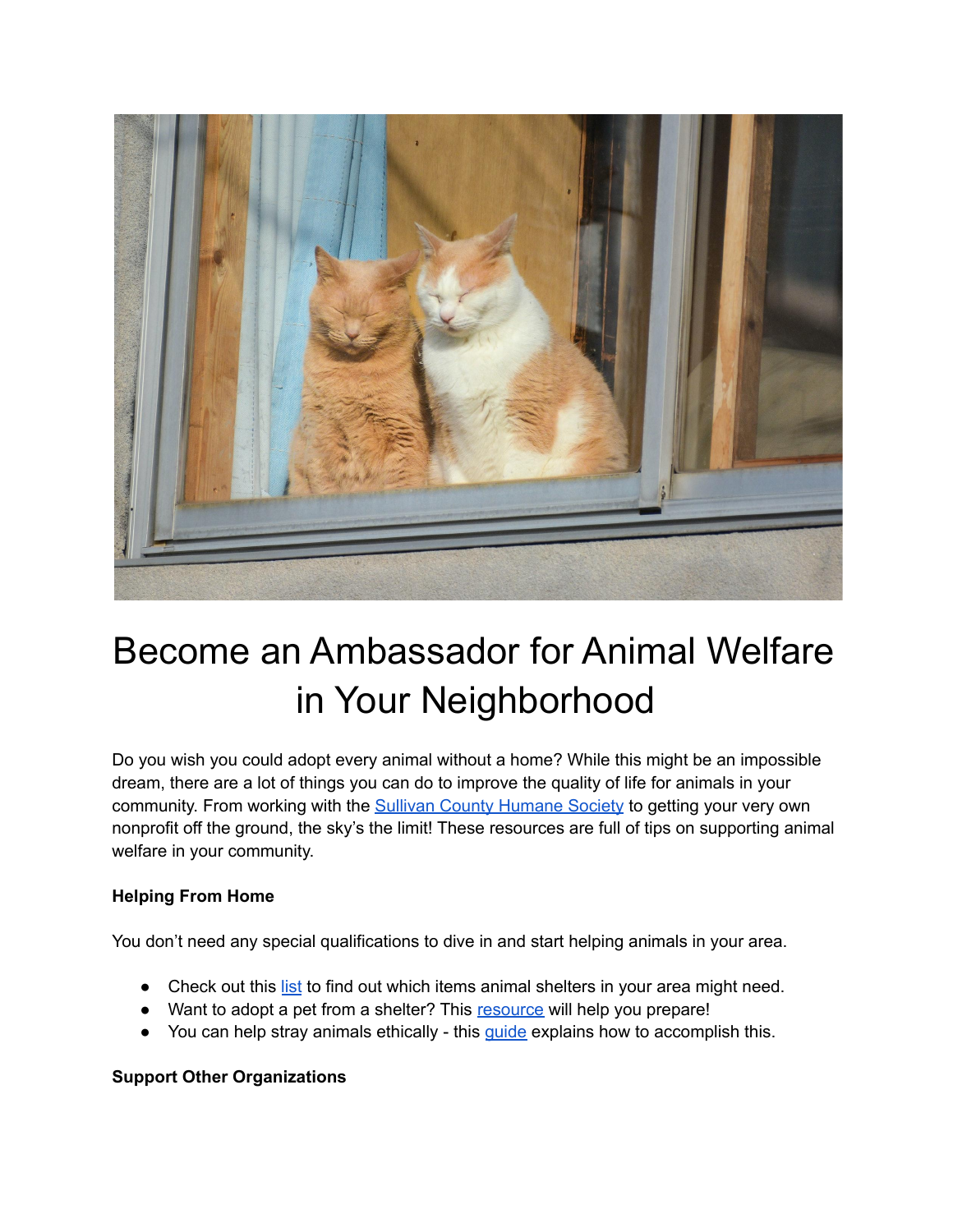# Become an Ambassador for Animal Welfare in Your Neighborhood

Do you wish you could adopt every animal without a home? While this might be an impossible dream, there are a lot of things you can do to improve the quality of life for animals in your community. From working with the Sullivan County Humane Society to getting your very own nonprofit off the ground, the sky's the limit! These resources are full of tips on supporting animal welfare in your community.

**Helping From Home**

You don't need any special qualifications to dive in and start helping animals in your area.

- Check out this list to find out which items animal shelters in your area might need.
- Want to adopt a pet from a shelter? This resource will help you prepare!
- You can help stray animals ethically - this guide explains how to accomplish this.

**Support Other Organizations**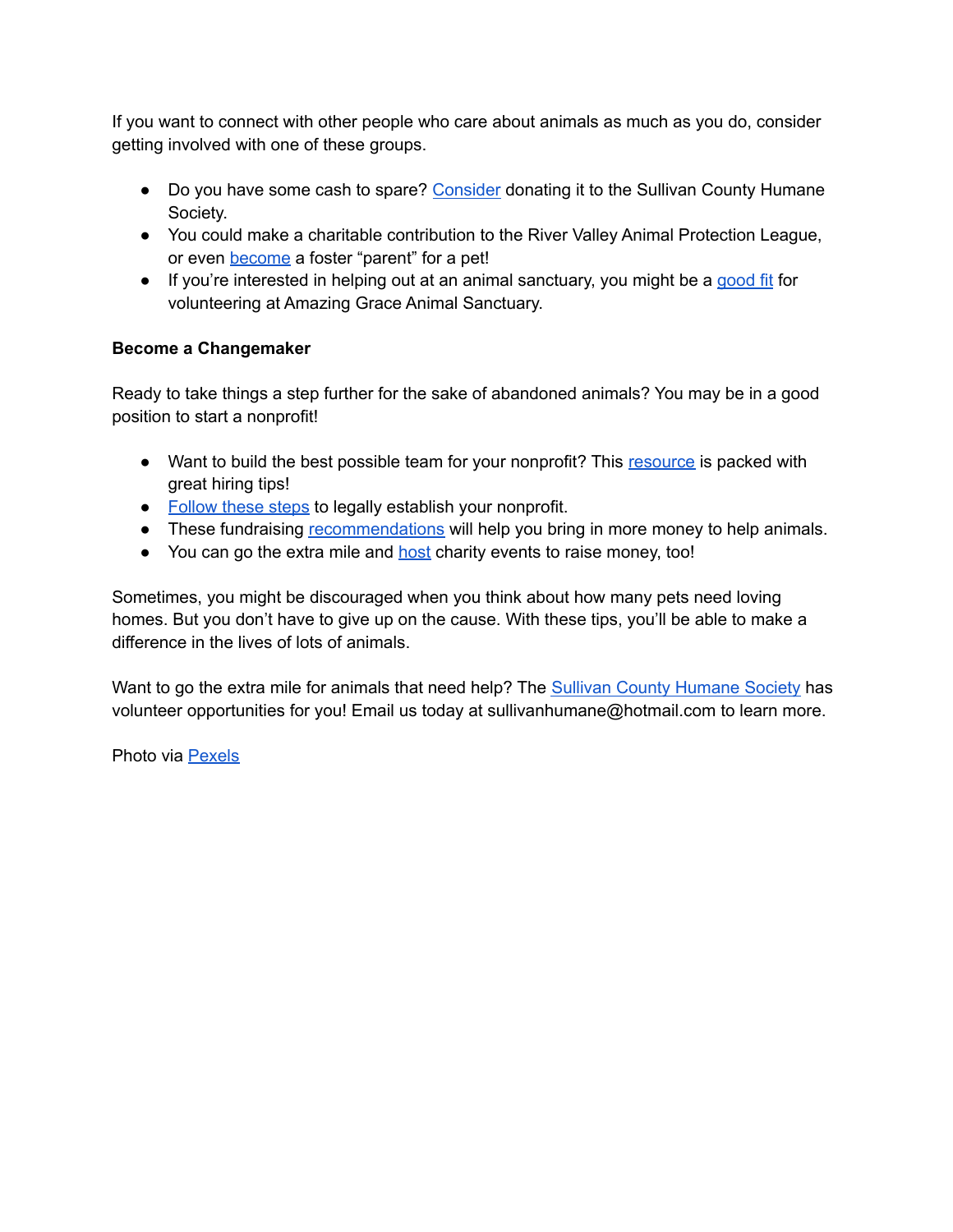If you want to connect with other people who care about animals as much as you do, consider getting involved with one of these groups.

- Do you have some cash to spare? Consider donating it to the Sullivan County Humane Society.
- You could make a charitable contribution to the River Valley Animal Protection League, or even become a foster "parent" for a pet!
- If you're interested in helping out at an animal sanctuary, you might be a good fit for volunteering at Amazing Grace Animal Sanctuary.

**Become a Changemaker**

Ready to take things a step further for the sake of abandoned animals? You may be in a good position to start a nonprofit!

- Want to build the best possible team for your nonprofit? This resource is packed with great hiring tips!
- Follow these steps to legally establish your nonprofit.
- These fundraising recommendations will help you bring in more money to help animals.
- You can go the extra mile and host charity events to raise money, too!

Sometimes, you might be discouraged when you think about how many pets need loving homes. But you don't have to give up on the cause. With these tips, you'll be able to make a difference in the lives of lots of animals.

Want to go the extra mile for animals that need help? The Sullivan County Humane Society has volunteer opportunities for you! Email us today at sullivanhumane@hotmail.com to learn more.

Photo via Pexels